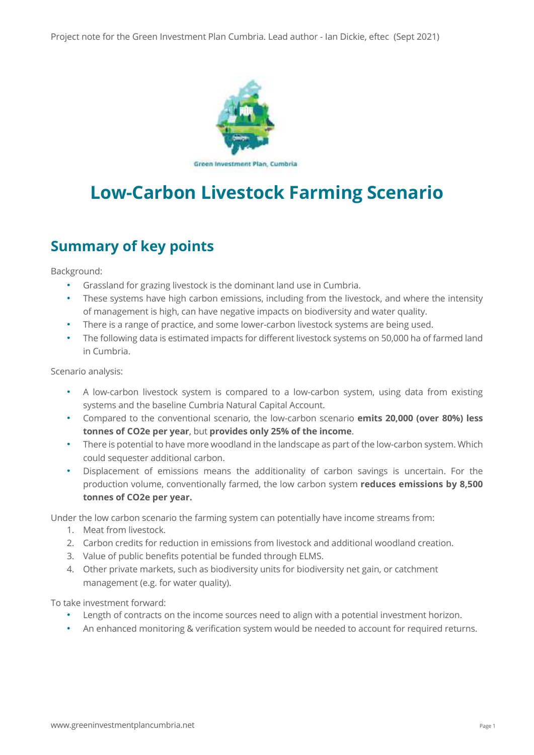Project note for the Green Investment Plan Cumbria. Lead author - Ian Dickie, eftec (Sept 2021)

Green Investment Plan, Cumbria

# Low-Carbon Livestock Farming Scenario

## Summary of key points

Background:

- Grassland for grazing livestock is the dominant land use in Cumbria.
- These systems have high carbon emissions, including from the livestock, and where the intensity of management is high, can have negative impacts on biodiversity and water quality.
- There is a range of practice, and some lower-carbon livestock systems are being used.
- The following data is estimated impacts for different livestock systems on 50,000 ha of farmed land in Cumbria.

Scenario analysis:

- A low-carbon livestock system is compared to a low-carbon system, using data from existing systems and the baseline Cumbria Natural Capital Account.
- Compared to the conventional scenario, the low-carbon scenario **emits 20,000 (over 80%) less tonnes of CO2e per year**, but **provides only 25% of the income**.
- There is potential to have more woodland in the landscape as part of the low-carbon system. Which could sequester additional carbon.
- Displacement of emissions means the additionality of carbon savings is uncertain. For the production volume, conventionally farmed, the low carbon system **reduces emissions by 8,500 tonnes of CO2e per year.**

Under the low carbon scenario the farming system can potentially have income streams from:

1. Meat from livestock.
2. Carbon credits for reduction in emissions from livestock and additional woodland creation.
3. Value of public benefits potential be funded through ELMS.
4. Other private markets, such as biodiversity units for biodiversity net gain, or catchment management (e.g. for water quality).

To take investment forward:

- Length of contracts on the income sources need to align with a potential investment horizon.
- An enhanced monitoring & verification system would be needed to account for required returns.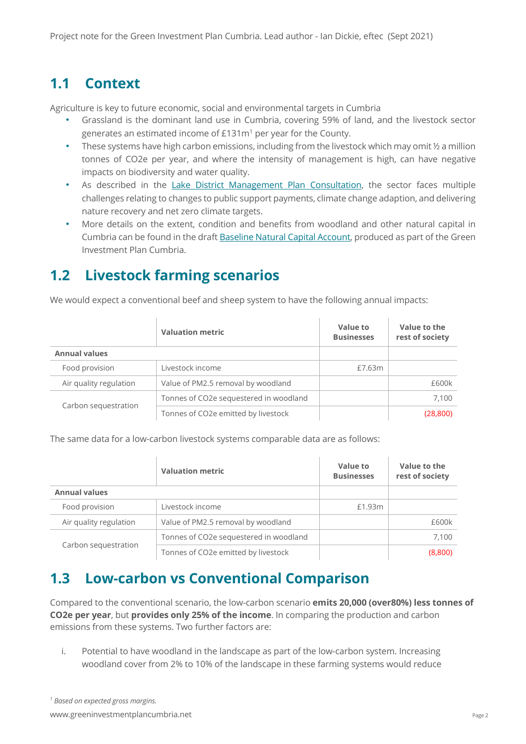Project note for the Green Investment Plan Cumbria. Lead author - Ian Dickie, eftec (Sept 2021)

## 1.1 Context

Agriculture is key to future economic, social and environmental targets in Cumbria

- Grassland is the dominant land use in Cumbria, covering 59% of land, and the livestock sector generates an estimated income of £131m[1] per year for the County.
- These systems have high carbon emissions, including from the livestock which may omit ½ a million tonnes of $CO_2e$ per year, and where the intensity of management is high, can have negative impacts on biodiversity and water quality.
- As described in the Lake District Management Plan Consultation, the sector faces multiple challenges relating to changes to public support payments, climate change adaption, and delivering nature recovery and net zero climate targets.
- More details on the extent, condition and benefits from woodland and other natural capital in Cumbria can be found in the draft Baseline Natural Capital Account, produced as part of the Green Investment Plan Cumbria.

## 1.2 Livestock farming scenarios

We would expect a conventional beef and sheep system to have the following annual impacts:

| | Valuation metric | Value to Businesses | Value to the rest of society |
|---|---|---|---|
| **Annual values** | | | |
| Food provision | Livestock income | £7.63m | |
| Air quality regulation | Value of PM2.5 removal by woodland | | £600k |
| Carbon sequestration | Tonnes of $CO_2e$ sequestered in woodland | | 7,100 |
| | Tonnes of $CO_2e$ emitted by livestock | | (28,800) |

The same data for a low-carbon livestock systems comparable data are as follows:

| | Valuation metric | Value to Businesses | Value to the rest of society |
|---|---|---|---|
| **Annual values** | | | |
| Food provision | Livestock income | £1.93m | |
| Air quality regulation | Value of PM2.5 removal by woodland | | £600k |
| Carbon sequestration | Tonnes of $CO_2e$ sequestered in woodland | | 7,100 |
| | Tonnes of $CO_2e$ emitted by livestock | | (8,800) |

## 1.3 Low-carbon vs Conventional Comparison

Compared to the conventional scenario, the low-carbon scenario **emits 20,000 (over80%) less tonnes of $CO_2e$ per year**, but **provides only 25% of the income**. In comparing the production and carbon emissions from these systems. Two further factors are:

i. Potential to have woodland in the landscape as part of the low-carbon system. Increasing woodland cover from 2% to 10% of the landscape in these farming systems would reduce

[1] *Based on expected gross margins.*

www.greeninvestmentplancumbria.net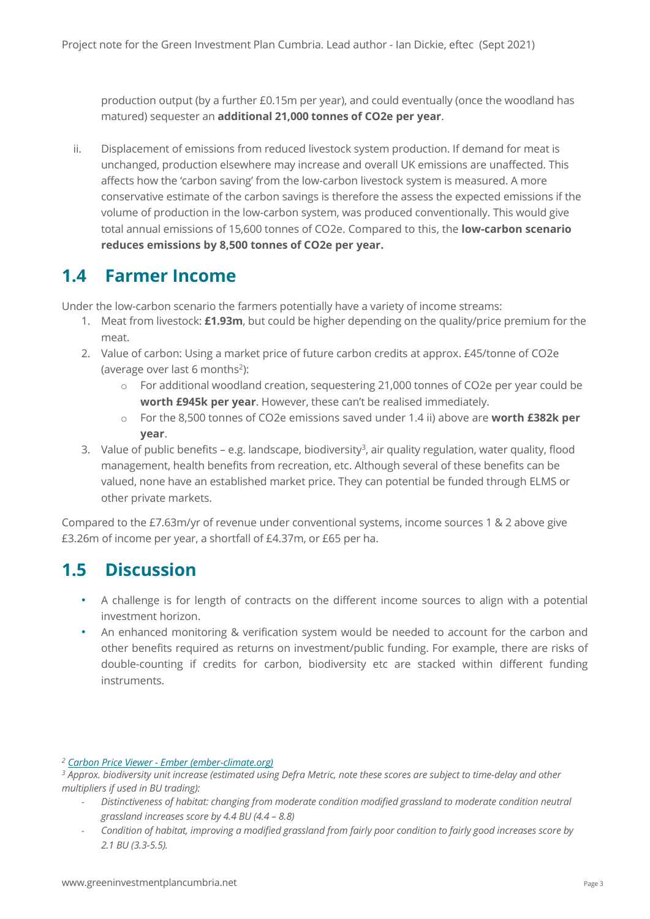production output (by a further £0.15m per year), and could eventually (once the woodland has matured) sequester an **additional 21,000 tonnes of CO2e per year**.

ii. Displacement of emissions from reduced livestock system production. If demand for meat is unchanged, production elsewhere may increase and overall UK emissions are unaffected. This affects how the 'carbon saving' from the low-carbon livestock system is measured. A more conservative estimate of the carbon savings is therefore the assess the expected emissions if the volume of production in the low-carbon system, was produced conventionally. This would give total annual emissions of 15,600 tonnes of CO2e. Compared to this, the **low-carbon scenario reduces emissions by 8,500 tonnes of CO2e per year.**

## 1.4 Farmer Income

Under the low-carbon scenario the farmers potentially have a variety of income streams:

1. Meat from livestock: **£1.93m**, but could be higher depending on the quality/price premium for the meat.
2. Value of carbon: Using a market price of future carbon credits at approx. £45/tonne of CO2e (average over last 6 months[2]):
   - For additional woodland creation, sequestering 21,000 tonnes of CO2e per year could be **worth £945k per year**. However, these can't be realised immediately.
   - For the 8,500 tonnes of CO2e emissions saved under 1.4 ii) above are **worth £382k per year**.
3. Value of public benefits – e.g. landscape, biodiversity[3], air quality regulation, water quality, flood management, health benefits from recreation, etc. Although several of these benefits can be valued, none have an established market price. They can potential be funded through ELMS or other private markets.

Compared to the £7.63m/yr of revenue under conventional systems, income sources 1 & 2 above give £3.26m of income per year, a shortfall of £4.37m, or £65 per ha.

## 1.5 Discussion

- A challenge is for length of contracts on the different income sources to align with a potential investment horizon.
- An enhanced monitoring & verification system would be needed to account for the carbon and other benefits required as returns on investment/public funding. For example, there are risks of double-counting if credits for carbon, biodiversity etc are stacked within different funding instruments.

*[2] Carbon Price Viewer - Ember (ember-climate.org)*

*[3] Approx. biodiversity unit increase (estimated using Defra Metric, note these scores are subject to time-delay and other multipliers if used in BU trading):*

- *Distinctiveness of habitat: changing from moderate condition modified grassland to moderate condition neutral grassland increases score by 4.4 BU (4.4 – 8.8)*
- *Condition of habitat, improving a modified grassland from fairly poor condition to fairly good increases score by 2.1 BU (3.3-5.5).*